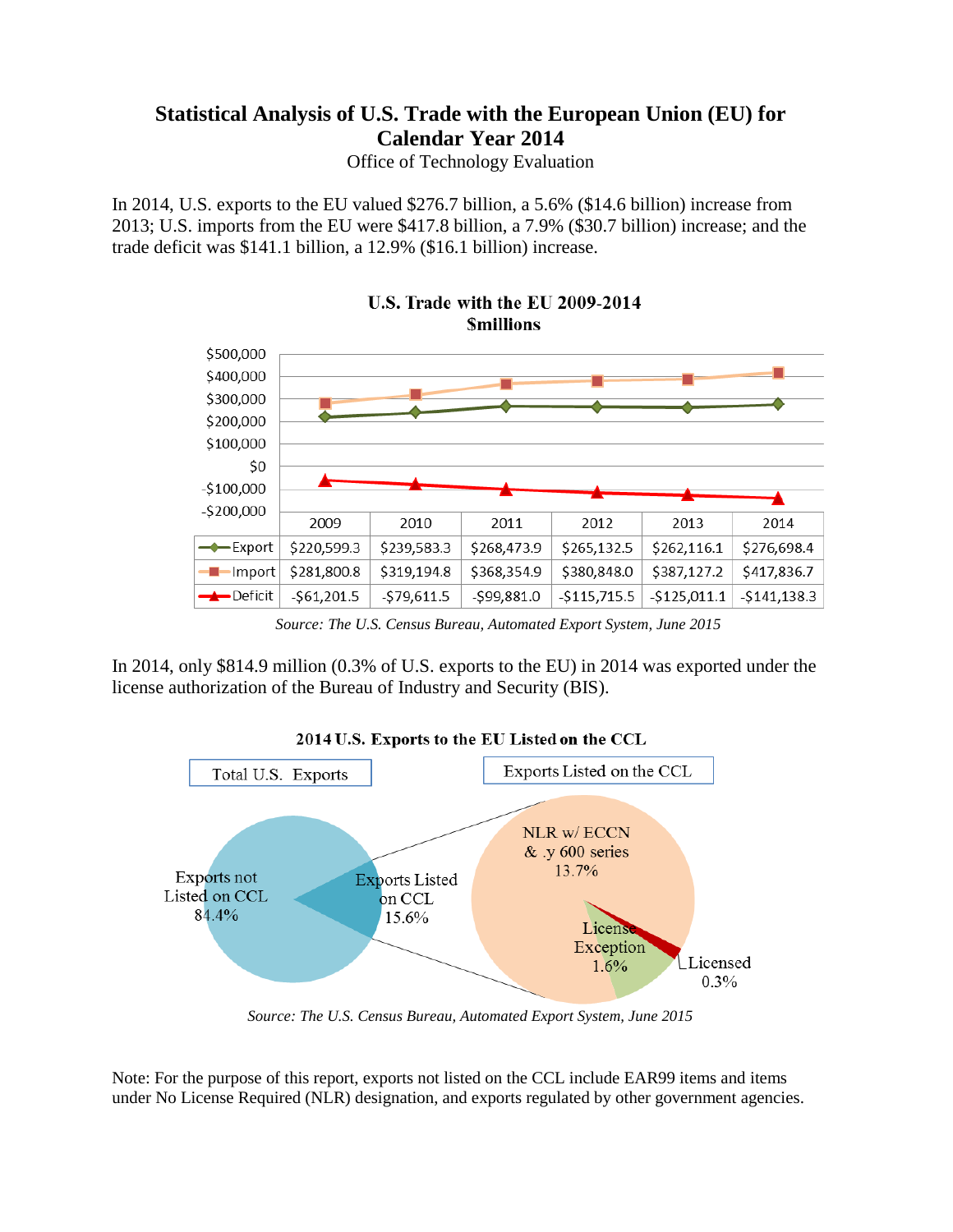# Statistical Analysis of U.S. Trade with the European Union (EU) for Calendar Year 2014

Office of Technology Evaluation

In 2014, U.S. exports to the EU valued $276.7 billion, a 5.6% ($14.6 billion) increase from 2013; U.S. imports from the EU were $417.8 billion, a 7.9% ($30.7 billion) increase; and the trade deficit was $141.1 billion, a 12.9% ($16.1 billion) increase.

**U.S. Trade with the EU 2009-2014**
**$millions**

| | 2009 | 2010 | 2011 | 2012 | 2013 | 2014 |
|---|---|---|---|---|---|---|
| Export | $220,599.3 | $239,583.3 | $268,473.9 | $265,132.5 | $262,116.1 | $276,698.4 |
| Import | $281,800.8 | $319,194.8 | $368,354.9 | $380,848.0 | $387,127.2 | $417,836.7 |
| Deficit | -$61,201.5 | -$79,611.5 | -$99,881.0 | -$115,715.5 | -$125,011.1 | -$141,138.3 |

*Source: The U.S. Census Bureau, Automated Export System, June 2015*

In 2014, only $814.9 million (0.3% of U.S. exports to the EU) in 2014 was exported under the license authorization of the Bureau of Industry and Security (BIS).

**2014 U.S. Exports to the EU Listed on the CCL**

Total U.S. Exports:
- Exports not Listed on CCL 84.4%
- Exports Listed on CCL 15.6%

Exports Listed on the CCL:
- NLR w/ ECCN & .y 600 series 13.7%
- License Exception 1.6%
- Licensed 0.3%

*Source: The U.S. Census Bureau, Automated Export System, June 2015*

Note: For the purpose of this report, exports not listed on the CCL include EAR99 items and items under No License Required (NLR) designation, and exports regulated by other government agencies.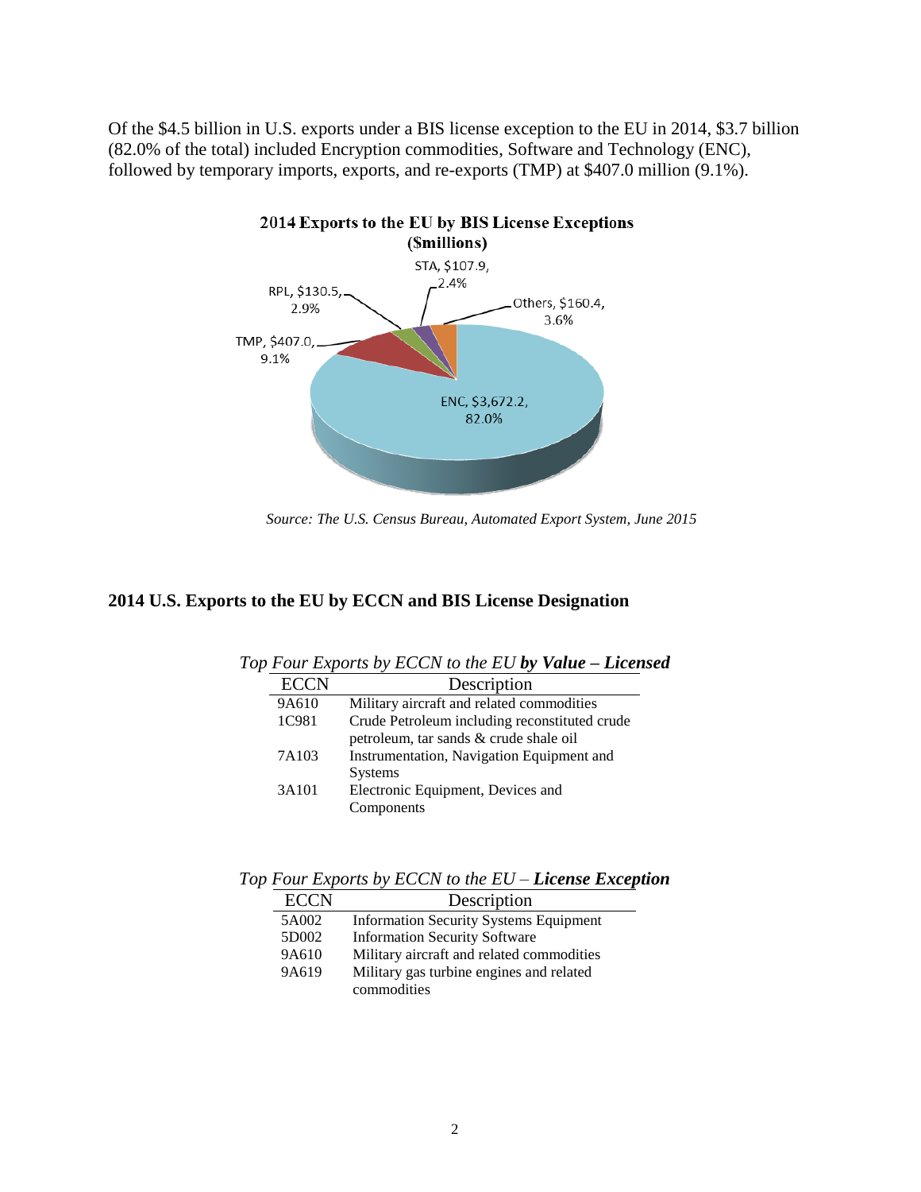Of the $4.5 billion in U.S. exports under a BIS license exception to the EU in 2014, $3.7 billion (82.0% of the total) included Encryption commodities, Software and Technology (ENC), followed by temporary imports, exports, and re-exports (TMP) at $407.0 million (9.1%).

**2014 Exports to the EU by BIS License Exceptions ($millions)**

| License Exception | Value ($millions) | Share |
|---|---|---|
| ENC | $3,672.2 | 82.0% |
| TMP | $407.0 | 9.1% |
| RPL | $130.5 | 2.9% |
| STA | $107.9 | 2.4% |
| Others | $160.4 | 3.6% |

*Source: The U.S. Census Bureau, Automated Export System, June 2015*

## 2014 U.S. Exports to the EU by ECCN and BIS License Designation

*Top Four Exports by ECCN to the EU **by Value – Licensed***

| ECCN | Description |
|---|---|
| 9A610 | Military aircraft and related commodities |
| 1C981 | Crude Petroleum including reconstituted crude petroleum, tar sands & crude shale oil |
| 7A103 | Instrumentation, Navigation Equipment and Systems |
| 3A101 | Electronic Equipment, Devices and Components |

*Top Four Exports by ECCN to the EU – **License Exception***

| ECCN | Description |
|---|---|
| 5A002 | Information Security Systems Equipment |
| 5D002 | Information Security Software |
| 9A610 | Military aircraft and related commodities |
| 9A619 | Military gas turbine engines and related commodities |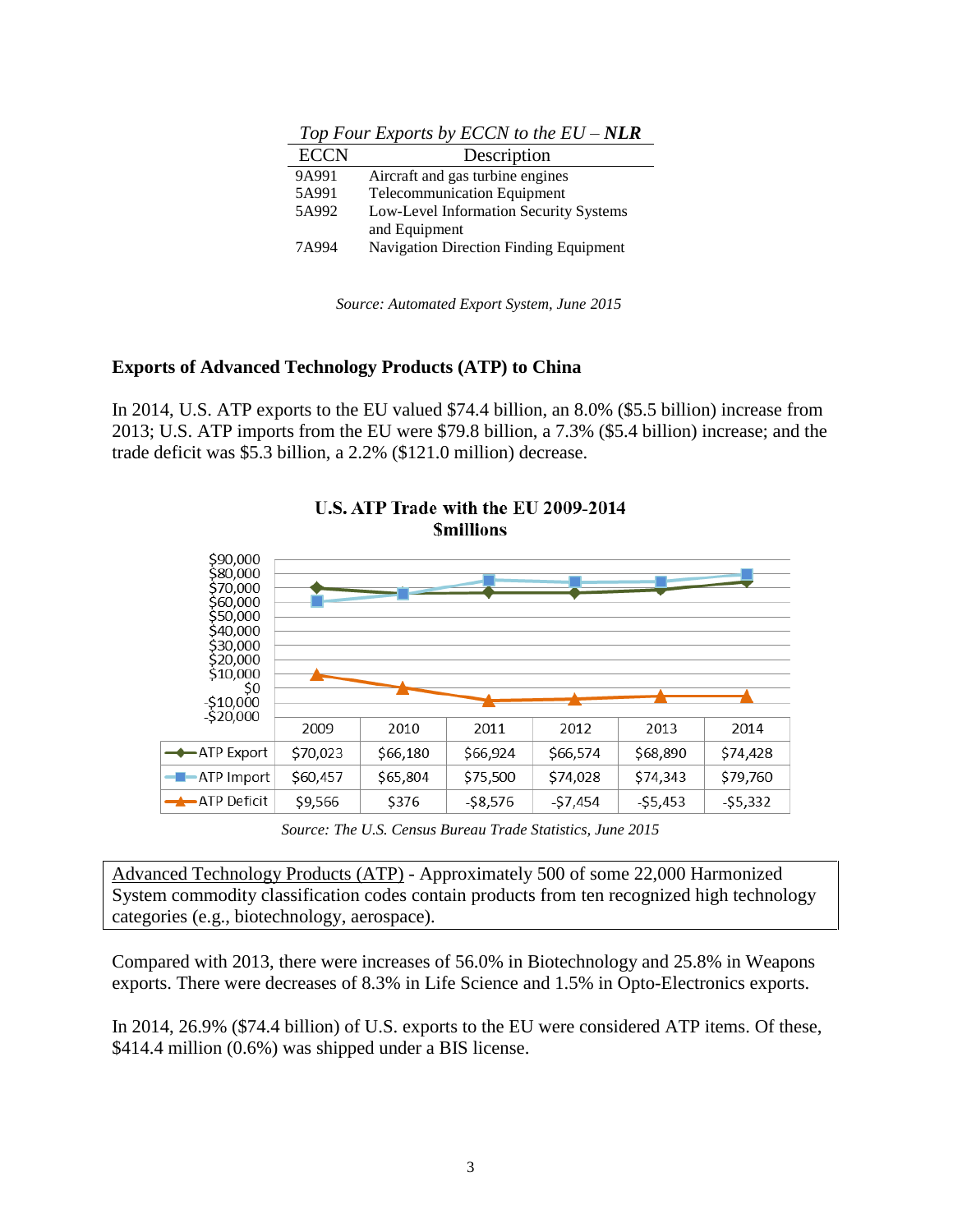*Top Four Exports by ECCN to the EU – **NLR***

| ECCN | Description |
|---|---|
| 9A991 | Aircraft and gas turbine engines |
| 5A991 | Telecommunication Equipment |
| 5A992 | Low-Level Information Security Systems and Equipment |
| 7A994 | Navigation Direction Finding Equipment |

*Source: Automated Export System, June 2015*

**Exports of Advanced Technology Products (ATP) to China**

In 2014, U.S. ATP exports to the EU valued $74.4 billion, an 8.0% ($5.5 billion) increase from 2013; U.S. ATP imports from the EU were $79.8 billion, a 7.3% ($5.4 billion) increase; and the trade deficit was $5.3 billion, a 2.2% ($121.0 million) decrease.

**U.S. ATP Trade with the EU 2009-2014**
**$millions**

| | 2009 | 2010 | 2011 | 2012 | 2013 | 2014 |
|---|---|---|---|---|---|---|
| ATP Export | $70,023 | $66,180 | $66,924 | $66,574 | $68,890 | $74,428 |
| ATP Import | $60,457 | $65,804 | $75,500 | $74,028 | $74,343 | $79,760 |
| ATP Deficit | $9,566 | $376 | -$8,576 | -$7,454 | -$5,453 | -$5,332 |

*Source: The U.S. Census Bureau Trade Statistics, June 2015*

Advanced Technology Products (ATP) - Approximately 500 of some 22,000 Harmonized System commodity classification codes contain products from ten recognized high technology categories (e.g., biotechnology, aerospace).

Compared with 2013, there were increases of 56.0% in Biotechnology and 25.8% in Weapons exports. There were decreases of 8.3% in Life Science and 1.5% in Opto-Electronics exports.

In 2014, 26.9% ($74.4 billion) of U.S. exports to the EU were considered ATP items. Of these, $414.4 million (0.6%) was shipped under a BIS license.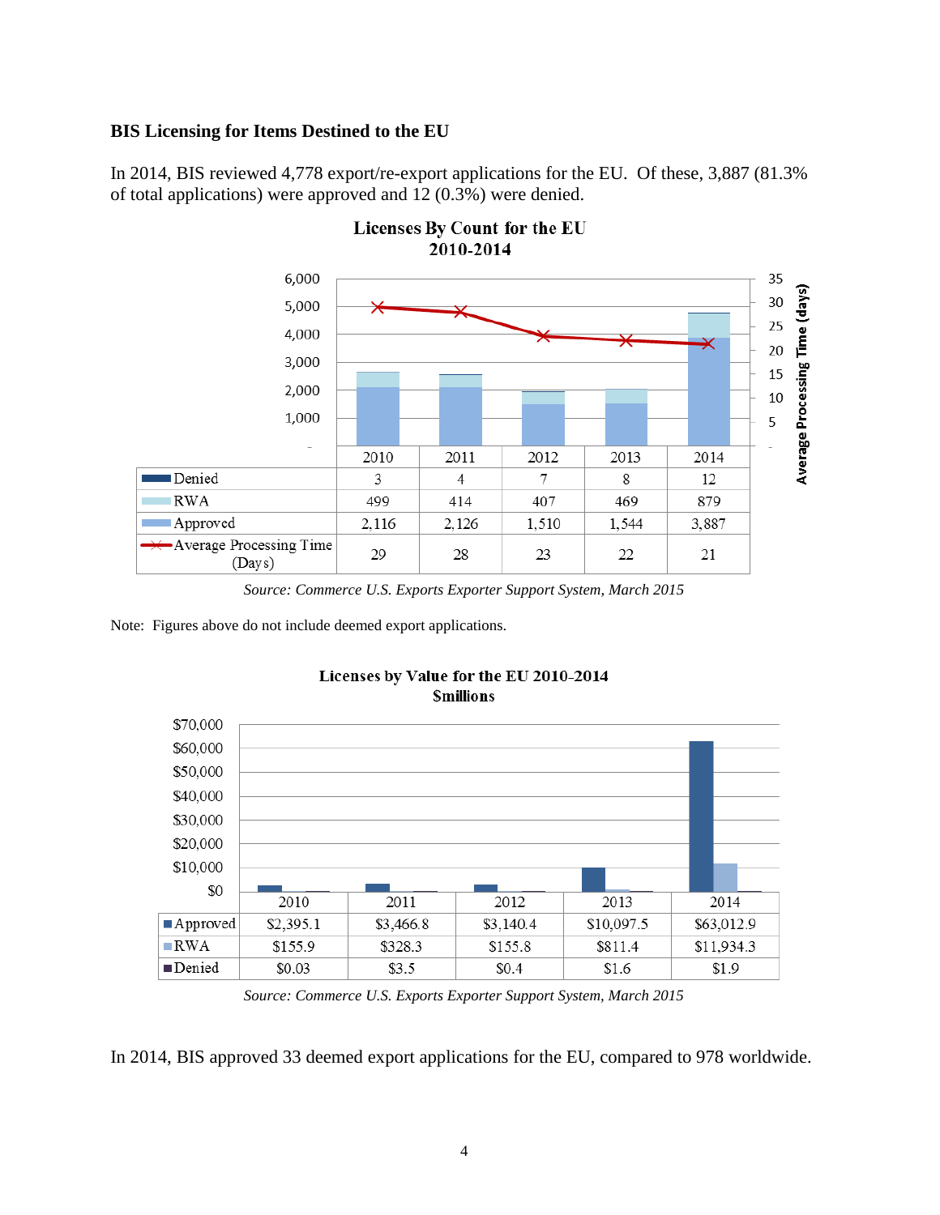## BIS Licensing for Items Destined to the EU

In 2014, BIS reviewed 4,778 export/re-export applications for the EU. Of these, 3,887 (81.3% of total applications) were approved and 12 (0.3%) were denied.

**Licenses By Count for the EU 2010-2014**

| | 2010 | 2011 | 2012 | 2013 | 2014 |
|---|---|---|---|---|---|
| Denied | 3 | 4 | 7 | 8 | 12 |
| RWA | 499 | 414 | 407 | 469 | 879 |
| Approved | 2,116 | 2,126 | 1,510 | 1,544 | 3,887 |
| Average Processing Time (Days) | 29 | 28 | 23 | 22 | 21 |

*Source: Commerce U.S. Exports Exporter Support System, March 2015*

Note: Figures above do not include deemed export applications.

**Licenses by Value for the EU 2010-2014 $millions**

| | 2010 | 2011 | 2012 | 2013 | 2014 |
|---|---|---|---|---|---|
| Approved | $2,395.1 | $3,466.8 | $3,140.4 | $10,097.5 | $63,012.9 |
| RWA | $155.9 | $328.3 | $155.8 | $811.4 | $11,934.3 |
| Denied | $0.03 | $3.5 | $0.4 | $1.6 | $1.9 |

*Source: Commerce U.S. Exports Exporter Support System, March 2015*

In 2014, BIS approved 33 deemed export applications for the EU, compared to 978 worldwide.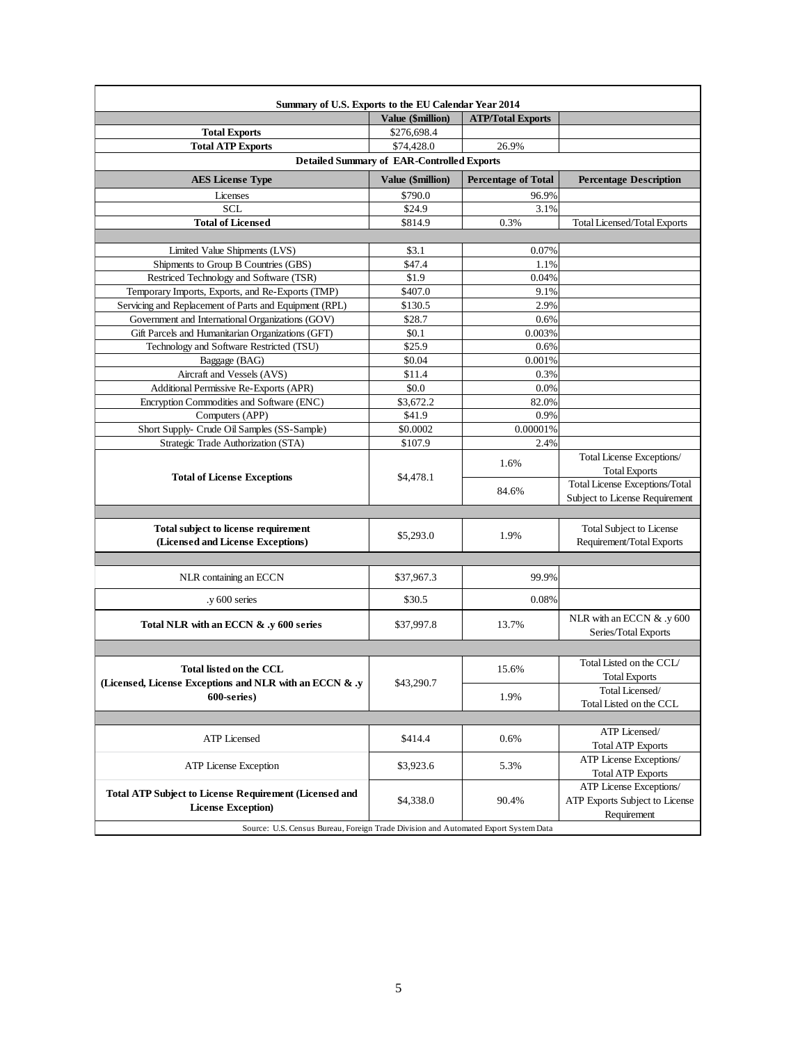| Summary of U.S. Exports to the EU Calendar Year 2014 | | | |
|---|---|---|---|
| | **Value ($million)** | **ATP/Total Exports** | |
| **Total Exports** | $276,698.4 | | |
| **Total ATP Exports** | $74,428.0 | 26.9% | |
| **Detailed Summary of EAR-Controlled Exports** | | | |
| **AES License Type** | **Value ($million)** | **Percentage of Total** | **Percentage Description** |
| Licenses | $790.0 | 96.9% | |
| SCL | $24.9 | 3.1% | |
| **Total of Licensed** | $814.9 | 0.3% | Total Licensed/Total Exports |
| | | | |
| Limited Value Shipments (LVS) | $3.1 | 0.07% | |
| Shipments to Group B Countries (GBS) | $47.4 | 1.1% | |
| Restriced Technology and Software (TSR) | $1.9 | 0.04% | |
| Temporary Imports, Exports, and Re-Exports (TMP) | $407.0 | 9.1% | |
| Servicing and Replacement of Parts and Equipment (RPL) | $130.5 | 2.9% | |
| Government and International Organizations (GOV) | $28.7 | 0.6% | |
| Gift Parcels and Humanitarian Organizations (GFT) | $0.1 | 0.003% | |
| Technology and Software Restricted (TSU) | $25.9 | 0.6% | |
| Baggage (BAG) | $0.04 | 0.001% | |
| Aircraft and Vessels (AVS) | $11.4 | 0.3% | |
| Additional Permissive Re-Exports (APR) | $0.0 | 0.0% | |
| Encryption Commodities and Software (ENC) | $3,672.2 | 82.0% | |
| Computers (APP) | $41.9 | 0.9% | |
| Short Supply- Crude Oil Samples (SS-Sample) | $0.0002 | 0.00001% | |
| Strategic Trade Authorization (STA) | $107.9 | 2.4% | |
| **Total of License Exceptions** | $4,478.1 | 1.6% | Total License Exceptions/ Total Exports |
| | | 84.6% | Total License Exceptions/Total Subject to License Requirement |
| | | | |
| **Total subject to license requirement (Licensed and License Exceptions)** | $5,293.0 | 1.9% | Total Subject to License Requirement/Total Exports |
| | | | |
| NLR containing an ECCN | $37,967.3 | 99.9% | |
| .y 600 series | $30.5 | 0.08% | |
| **Total NLR with an ECCN & .y 600 series** | $37,997.8 | 13.7% | NLR with an ECCN & .y 600 Series/Total Exports |
| | | | |
| **Total listed on the CCL (Licensed, License Exceptions and NLR with an ECCN & .y 600-series)** | $43,290.7 | 15.6% | Total Listed on the CCL/ Total Exports |
| | | 1.9% | Total Licensed/ Total Listed on the CCL |
| | | | |
| ATP Licensed | $414.4 | 0.6% | ATP Licensed/ Total ATP Exports |
| ATP License Exception | $3,923.6 | 5.3% | ATP License Exceptions/ Total ATP Exports |
| **Total ATP Subject to License Requirement (Licensed and License Exception)** | $4,338.0 | 90.4% | ATP License Exceptions/ ATP Exports Subject to License Requirement |
| Source: U.S. Census Bureau, Foreign Trade Division and Automated Export System Data | | | |